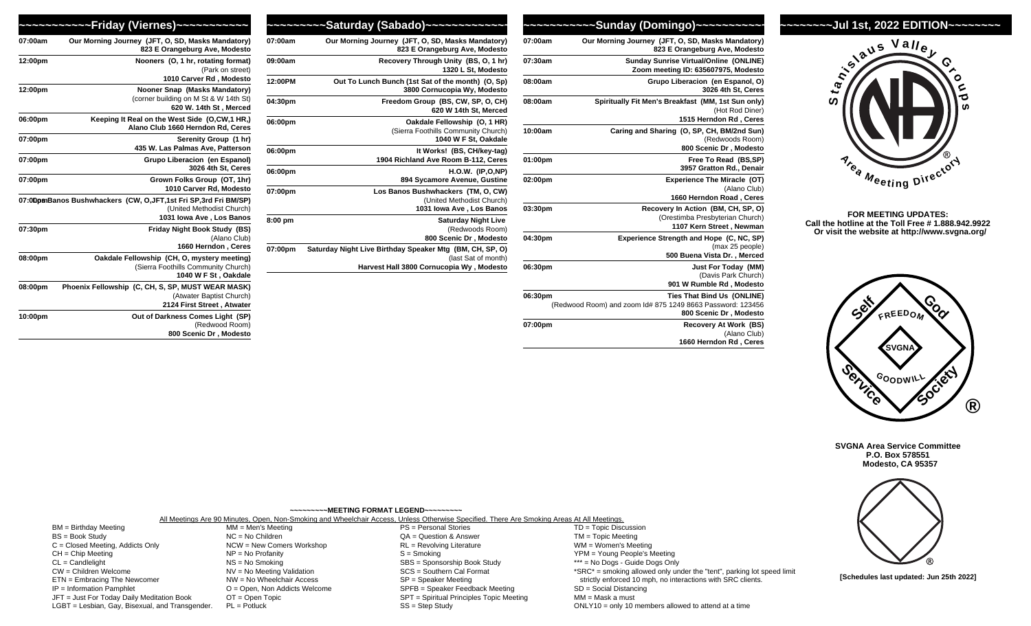## ~~~~~~~~~~~Friday (Viernes)~~~~~~~~~~~

| | |
|---|---|
| 07:00am | **Our Morning Journey (JFT, O, SD, Masks Mandatory)** **823 E Orangeburg Ave, Modesto** |
| 12:00pm | **Nooners (O, 1 hr, rotating format)** (Park on street) **1010 Carver Rd , Modesto** |
| 12:00pm | **Nooner Snap (Masks Mandatory)** (corner building on M St & W 14th St) **620 W. 14th St , Merced** |
| 06:00pm | **Keeping It Real on the West Side (O,CW,1 HR,)** **Alano Club 1660 Herndon Rd, Ceres** |
| 07:00pm | **Serenity Group (1 hr)** **435 W. Las Palmas Ave, Patterson** |
| 07:00pm | **Grupo Liberacion (en Espanol)** **3026 4th St, Ceres** |
| 07:00pm | **Grown Folks Group (OT, 1hr)** **1010 Carver Rd, Modesto** |
| 07:00pm | **Los Banos Bushwhackers (CW, O,JFT,1st Fri SP,3rd Fri BM/SP)** (United Methodist Church) **1031 Iowa Ave , Los Banos** |
| 07:30pm | **Friday Night Book Study (BS)** (Alano Club) **1660 Herndon , Ceres** |
| 08:00pm | **Oakdale Fellowship (CH, O, mystery meeting)** (Sierra Foothills Community Church) **1040 W F St , Oakdale** |
| 08:00pm | **Phoenix Fellowship (C, CH, S, SP, MUST WEAR MASK)** (Atwater Baptist Church) **2124 First Street , Atwater** |
| 10:00pm | **Out of Darkness Comes Light (SP)** (Redwood Room) **800 Scenic Dr , Modesto** |

## ~~~~~~~~~Saturday (Sabado)~~~~~~~~~~~~~

| | |
|---|---|
| 07:00am | **Our Morning Journey (JFT, O, SD, Masks Mandatory)** **823 E Orangeburg Ave, Modesto** |
| 09:00am | **Recovery Through Unity (BS, O, 1 hr)** **1320 L St, Modesto** |
| 12:00PM | **Out To Lunch Bunch (1st Sat of the month) (O, Sp)** **3800 Cornucopia Wy, Modesto** |
| 04:30pm | **Freedom Group (BS, CW, SP, O, CH)** **620 W 14th St, Merced** |
| 06:00pm | **Oakdale Fellowship (O, 1 HR)** (Sierra Foothills Community Church) **1040 W F St, Oakdale** |
| 06:00pm | **It Works! (BS, CH/key-tag)** **1904 Richland Ave Room B-112, Ceres** |
| 06:00pm | **H.O.W. (IP,O,NP)** **894 Sycamore Avenue, Gustine** |
| 07:00pm | **Los Banos Bushwhackers (TM, O, CW)** (United Methodist Church) **1031 Iowa Ave , Los Banos** |
| 8:00 pm | **Saturday Night Live** (Redwoods Room) **800 Scenic Dr , Modesto** |
| 07:00pm | **Saturday Night Live Birthday Speaker Mtg (BM, CH, SP, O)** (last Sat of month) **Harvest Hall 3800 Cornucopia Wy , Modesto** |

## ~~~~~~~~~~~Sunday (Domingo)~~~~~~~~~~~

| | |
|---|---|
| 07:00am | **Our Morning Journey (JFT, O, SD, Masks Mandatory)** **823 E Orangeburg Ave, Modesto** |
| 07:30am | **Sunday Sunrise Virtual/Online (ONLINE)** **Zoom meeting ID: 635607975, Modesto** |
| 08:00am | **Grupo Liberacion (en Espanol, O)** **3026 4th St, Ceres** |
| 08:00am | **Spiritually Fit Men's Breakfast (MM, 1st Sun only)** (Hot Rod Diner) **1515 Herndon Rd , Ceres** |
| 10:00am | **Caring and Sharing (O, SP, CH, BM/2nd Sun)** (Redwoods Room) **800 Scenic Dr , Modesto** |
| 01:00pm | **Free To Read (BS,SP)** **3957 Gratton Rd., Denair** |
| 02:00pm | **Experience The Miracle (OT)** (Alano Club) **1660 Herndon Road , Ceres** |
| 03:30pm | **Recovery In Action (BM, CH, SP, O)** (Orestimba Presbyterian Church) **1107 Kern Street , Newman** |
| 04:30pm | **Experience Strength and Hope (C, NC, SP)** (max 25 people) **500 Buena Vista Dr. , Merced** |
| 06:30pm | **Just For Today (MM)** (Davis Park Church) **901 W Rumble Rd , Modesto** |
| 06:30pm | **Ties That Bind Us (ONLINE)** (Redwood Room) and zoom Id# 875 1249 8663 Password: 123456 **800 Scenic Dr , Modesto** |
| 07:00pm | **Recovery At Work (BS)** (Alano Club) **1660 Herndon Rd , Ceres** |

## ~~~~~~~~Jul 1st, 2022 EDITION~~~~~~~~

Stanislaus Valley Groups

Area Meeting Directory®

**FOR MEETING UPDATES:**
**Call the hotline at the Toll Free # 1.888.942.9922**
**Or visit the website at http://www.svgna.org/**

Self God FREEDOM SVGNA GOODWILL Service Society ®

**SVGNA Area Service Committee**
**P.O. Box 578551**
**Modesto, CA 95357**

®

**[Schedules last updated: Jun 25th 2022]**

### ~~~~~~~~~MEETING FORMAT LEGEND~~~~~~~~~

All Meetings Are 90 Minutes, Open, Non-Smoking and Wheelchair Access, Unless Otherwise Specified. There Are Smoking Areas At All Meetings.

| | | | |
|---|---|---|---|
| BM = Birthday Meeting | MM = Men's Meeting | PS = Personal Stories | TD = Topic Discussion |
| BS = Book Study | NC = No Children | QA = Question & Answer | TM = Topic Meeting |
| C = Closed Meeting, Addicts Only | NCW = New Comers Workshop | RL = Revolving Literature | WM = Women's Meeting |
| CH = Chip Meeting | NP = No Profanity | S = Smoking | YPM = Young People's Meeting |
| CL = Candlelight | NS = No Smoking | SBS = Sponsorship Book Study | *** = No Dogs - Guide Dogs Only |
| CW = Children Welcome | NV = No Meeting Validation | SCS = Southern Cal Format | *SRC* = smoking allowed only under the "tent", parking lot speed limit strictly enforced 10 mph, no interactions with SRC clients. |
| ETN = Embracing The Newcomer | NW = No Wheelchair Access | SP = Speaker Meeting | |
| IP = Information Pamphlet | O = Open, Non Addicts Welcome | SPFB = Speaker Feedback Meeting | SD = Social Distancing |
| JFT = Just For Today Daily Meditation Book | OT = Open Topic | SPT = Spiritual Principles Topic Meeting | MM = Mask a must |
| LGBT = Lesbian, Gay, Bisexual, and Transgender. | PL = Potluck | SS = Step Study | ONLY10 = only 10 members allowed to attend at a time |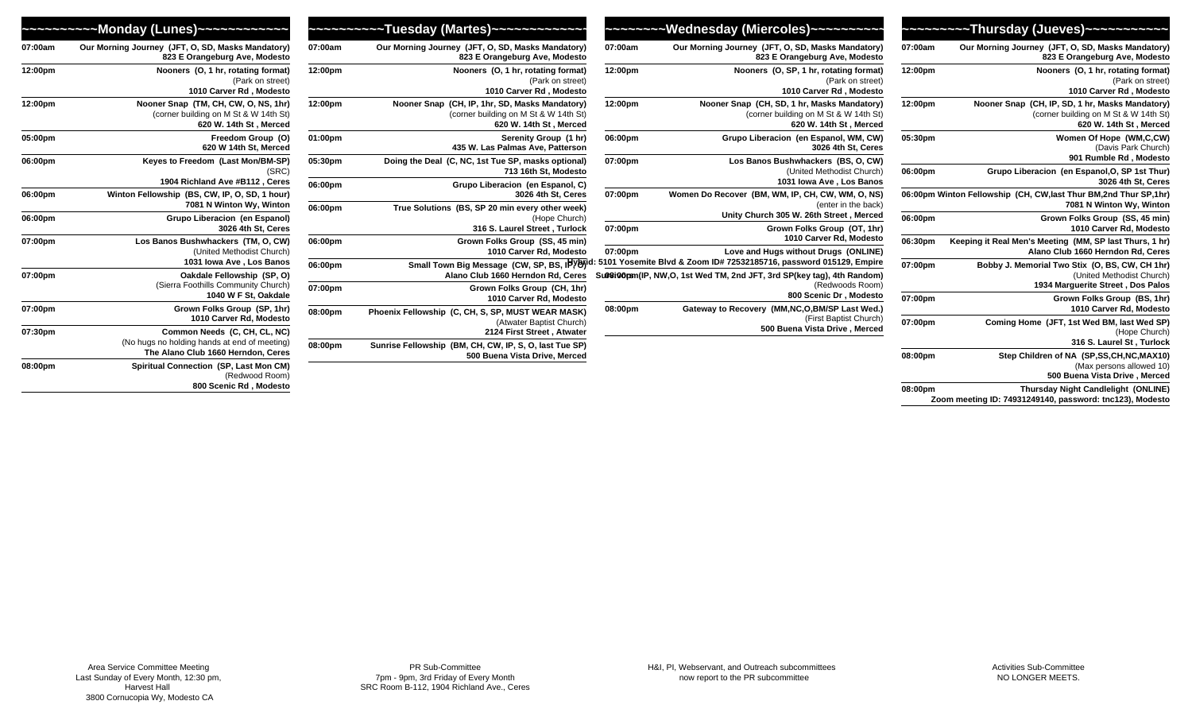## ~~~~~~~~~Monday (Lunes)~~~~~~~~~~~~

| | |
|---|---|
| 07:00am | Our Morning Journey (JFT, O, SD, Masks Mandatory) 823 E Orangeburg Ave, Modesto |
| 12:00pm | Nooners (O, 1 hr, rotating format) (Park on street) 1010 Carver Rd , Modesto |
| 12:00pm | Nooner Snap (TM, CH, CW, O, NS, 1hr) (corner building on M St & W 14th St) 620 W. 14th St , Merced |
| 05:00pm | Freedom Group (O) 620 W 14th St, Merced |
| 06:00pm | Keyes to Freedom (Last Mon/BM-SP) (SRC) 1904 Richland Ave #B112 , Ceres |
| 06:00pm | Winton Fellowship (BS, CW, IP, O, SD, 1 hour) 7081 N Winton Wy, Winton |
| 06:00pm | Grupo Liberacion (en Espanol) 3026 4th St, Ceres |
| 07:00pm | Los Banos Bushwhackers (TM, O, CW) (United Methodist Church) 1031 Iowa Ave , Los Banos |
| 07:00pm | Oakdale Fellowship (SP, O) (Sierra Foothills Community Church) 1040 W F St, Oakdale |
| 07:00pm | Grown Folks Group (SP, 1hr) 1010 Carver Rd, Modesto |
| 07:30pm | Common Needs (C, CH, CL, NC) (No hugs no holding hands at end of meeting) The Alano Club 1660 Herndon, Ceres |
| 08:00pm | Spiritual Connection (SP, Last Mon CM) (Redwood Room) 800 Scenic Rd , Modesto |

## ~~~~~~~~~Tuesday (Martes)~~~~~~~~~~~~

| | |
|---|---|
| 07:00am | Our Morning Journey (JFT, O, SD, Masks Mandatory) 823 E Orangeburg Ave, Modesto |
| 12:00pm | Nooners (O, 1 hr, rotating format) (Park on street) 1010 Carver Rd , Modesto |
| 12:00pm | Nooner Snap (CH, IP, 1hr, SD, Masks Mandatory) (corner building on M St & W 14th St) 620 W. 14th St , Merced |
| 01:00pm | Serenity Group (1 hr) 435 W. Las Palmas Ave, Patterson |
| 05:30pm | Doing the Deal (C, NC, 1st Tue SP, masks optional) 713 16th St, Modesto |
| 06:00pm | Grupo Liberacion (en Espanol, C) 3026 4th St, Ceres |
| 06:00pm | True Solutions (BS, SP 20 min every other week) (Hope Church) 316 S. Laurel Street , Turlock |
| 06:00pm | Grown Folks Group (SS, 45 min) 1010 Carver Rd, Modesto |
| 06:00pm | Small Town Big Message (CW, SP, BS, IP, O) Hybrid: 5101 Yosemite Blvd & Zoom ID# 72532185716, password 015129, Empire Alano Club 1660 Herndon Rd, Ceres |
| 07:00pm | Grown Folks Group (CH, 1hr) 1010 Carver Rd, Modesto |
| 08:00pm | Phoenix Fellowship (C, CH, S, SP, MUST WEAR MASK) (Atwater Baptist Church) 2124 First Street , Atwater |
| 08:00pm | Sunrise Fellowship (BM, CH, CW, IP, S, O, last Tue SP) 500 Buena Vista Drive, Merced |

## ~~~~~~~~Wednesday (Miercoles)~~~~~~~~~

| | |
|---|---|
| 07:00am | Our Morning Journey (JFT, O, SD, Masks Mandatory) 823 E Orangeburg Ave, Modesto |
| 12:00pm | Nooners (O, SP, 1 hr, rotating format) (Park on street) 1010 Carver Rd , Modesto |
| 12:00pm | Nooner Snap (CH, SD, 1 hr, Masks Mandatory) (corner building on M St & W 14th St) 620 W. 14th St , Merced |
| 06:00pm | Grupo Liberacion (en Espanol, WM, CW) 3026 4th St, Ceres |
| 07:00pm | Los Banos Bushwhackers (BS, O, CW) (United Methodist Church) 1031 Iowa Ave , Los Banos |
| 07:00pm | Women Do Recover (BM, WM, IP, CH, CW, WM, O, NS) (enter in the back) Unity Church 305 W. 26th Street , Merced |
| 07:00pm | Grown Folks Group (OT, 1hr) 1010 Carver Rd, Modesto |
| 07:00pm | Love and Hugs without Drugs (ONLINE) |
| 08:00pm | Surrender (IP, NW,O, 1st Wed TM, 2nd JFT, 3rd SP(key tag), 4th Random) (Redwoods Room) 800 Scenic Dr , Modesto |
| 08:00pm | Gateway to Recovery (MM,NC,O,BM/SP Last Wed.) (First Baptist Church) 500 Buena Vista Drive , Merced |

## ~~~~~~~~Thursday (Jueves)~~~~~~~~~~

| | |
|---|---|
| 07:00am | Our Morning Journey (JFT, O, SD, Masks Mandatory) 823 E Orangeburg Ave, Modesto |
| 12:00pm | Nooners (O, 1 hr, rotating format) (Park on street) 1010 Carver Rd , Modesto |
| 12:00pm | Nooner Snap (CH, IP, SD, 1 hr, Masks Mandatory) (corner building on M St & W 14th St) 620 W. 14th St , Merced |
| 05:30pm | Women Of Hope (WM,C,CW) (Davis Park Church) 901 Rumble Rd , Modesto |
| 06:00pm | Grupo Liberacion (en Espanol,O, SP 1st Thur) 3026 4th St, Ceres |
| 06:00pm | Winton Fellowship (CH, CW,last Thur BM,2nd Thur SP,1hr) 7081 N Winton Wy, Winton |
| 06:00pm | Grown Folks Group (SS, 45 min) 1010 Carver Rd, Modesto |
| 06:30pm | Keeping it Real Men's Meeting (MM, SP last Thurs, 1 hr) Alano Club 1660 Herndon Rd, Ceres |
| 07:00pm | Bobby J. Memorial Two Stix (O, BS, CW, CH 1hr) 1934 Marguerite Street , Dos Palos |
| 07:00pm | Grown Folks Group (BS, 1hr) 1010 Carver Rd, Modesto |
| 07:00pm | Coming Home (JFT, 1st Wed BM, last Wed SP) (Hope Church) 316 S. Laurel St , Turlock |
| 08:00pm | Step Children of NA (SP,SS,CH,NC,MAX10) (Max persons allowed 10) 500 Buena Vista Drive , Merced |
| 08:00pm | Thursday Night Candlelight (ONLINE) Zoom meeting ID: 74931249140, password: tnc123), Modesto |

Area Service Committee Meeting
Last Sunday of Every Month, 12:30 pm,
Harvest Hall
3800 Cornucopia Wy, Modesto CA

PR Sub-Committee
7pm - 9pm, 3rd Friday of Every Month
SRC Room B-112, 1904 Richland Ave., Ceres

H&I, PI, Webservant, and Outreach subcommittees
now report to the PR subcommittee

Activities Sub-Committee
NO LONGER MEETS.